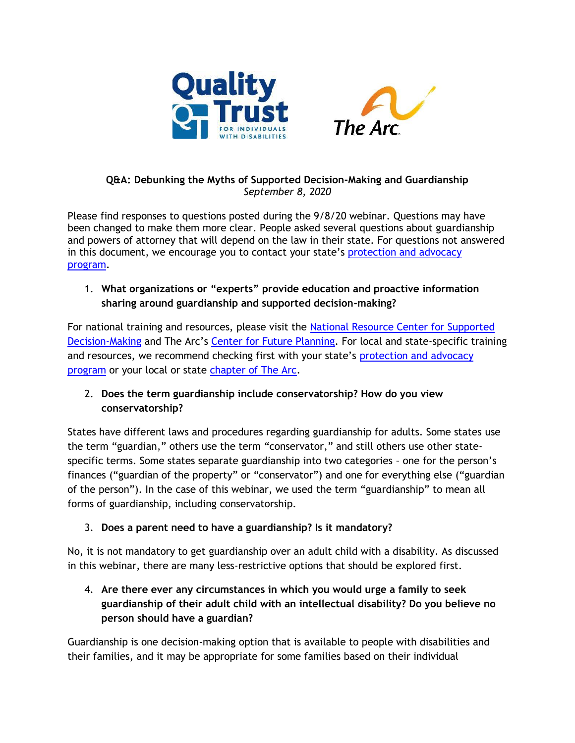Quality Trust FOR INDIVIDUALS WITH DISABILITIES

The Arc

**Q&A: Debunking the Myths of Supported Decision-Making and Guardianship**
*September 8, 2020*

Please find responses to questions posted during the 9/8/20 webinar. Questions may have been changed to make them more clear. People asked several questions about guardianship and powers of attorney that will depend on the law in their state. For questions not answered in this document, we encourage you to contact your state's protection and advocacy program.

1. **What organizations or "experts" provide education and proactive information sharing around guardianship and supported decision-making?**

For national training and resources, please visit the National Resource Center for Supported Decision-Making and The Arc's Center for Future Planning. For local and state-specific training and resources, we recommend checking first with your state's protection and advocacy program or your local or state chapter of The Arc.

2. **Does the term guardianship include conservatorship? How do you view conservatorship?**

States have different laws and procedures regarding guardianship for adults. Some states use the term "guardian," others use the term "conservator," and still others use other state-specific terms. Some states separate guardianship into two categories – one for the person's finances ("guardian of the property" or "conservator") and one for everything else ("guardian of the person"). In the case of this webinar, we used the term "guardianship" to mean all forms of guardianship, including conservatorship.

3. **Does a parent need to have a guardianship? Is it mandatory?**

No, it is not mandatory to get guardianship over an adult child with a disability. As discussed in this webinar, there are many less-restrictive options that should be explored first.

4. **Are there ever any circumstances in which you would urge a family to seek guardianship of their adult child with an intellectual disability? Do you believe no person should have a guardian?**

Guardianship is one decision-making option that is available to people with disabilities and their families, and it may be appropriate for some families based on their individual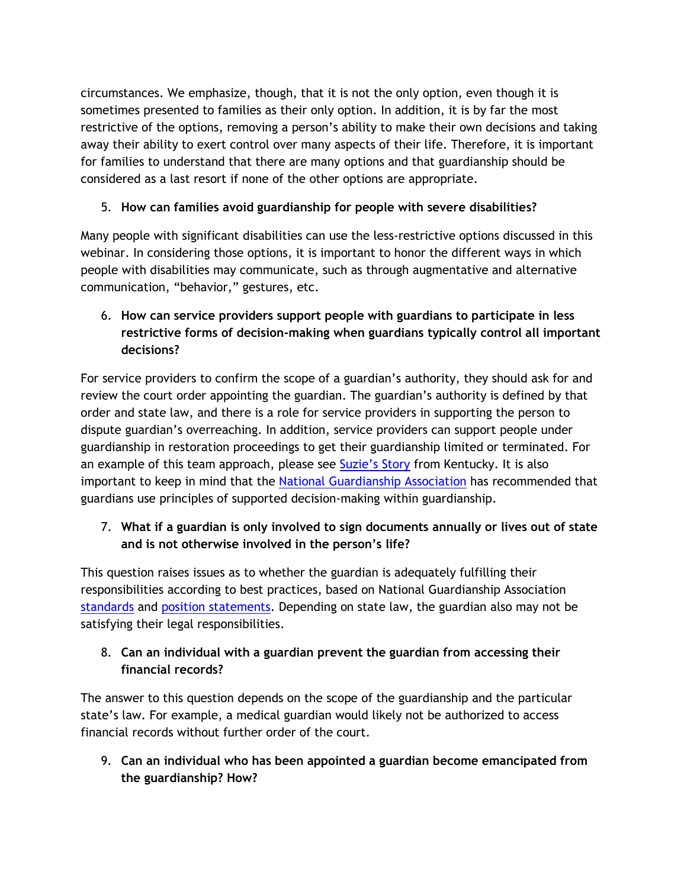circumstances. We emphasize, though, that it is not the only option, even though it is sometimes presented to families as their only option. In addition, it is by far the most restrictive of the options, removing a person's ability to make their own decisions and taking away their ability to exert control over many aspects of their life. Therefore, it is important for families to understand that there are many options and that guardianship should be considered as a last resort if none of the other options are appropriate.

5. **How can families avoid guardianship for people with severe disabilities?**

Many people with significant disabilities can use the less-restrictive options discussed in this webinar. In considering those options, it is important to honor the different ways in which people with disabilities may communicate, such as through augmentative and alternative communication, "behavior," gestures, etc.

6. **How can service providers support people with guardians to participate in less restrictive forms of decision-making when guardians typically control all important decisions?**

For service providers to confirm the scope of a guardian's authority, they should ask for and review the court order appointing the guardian. The guardian's authority is defined by that order and state law, and there is a role for service providers in supporting the person to dispute guardian's overreaching. In addition, service providers can support people under guardianship in restoration proceedings to get their guardianship limited or terminated. For an example of this team approach, please see [Suzie's Story](#) from Kentucky. It is also important to keep in mind that the [National Guardianship Association](#) has recommended that guardians use principles of supported decision-making within guardianship.

7. **What if a guardian is only involved to sign documents annually or lives out of state and is not otherwise involved in the person's life?**

This question raises issues as to whether the guardian is adequately fulfilling their responsibilities according to best practices, based on National Guardianship Association [standards](#) and [position statements](#). Depending on state law, the guardian also may not be satisfying their legal responsibilities.

8. **Can an individual with a guardian prevent the guardian from accessing their financial records?**

The answer to this question depends on the scope of the guardianship and the particular state's law. For example, a medical guardian would likely not be authorized to access financial records without further order of the court.

9. **Can an individual who has been appointed a guardian become emancipated from the guardianship? How?**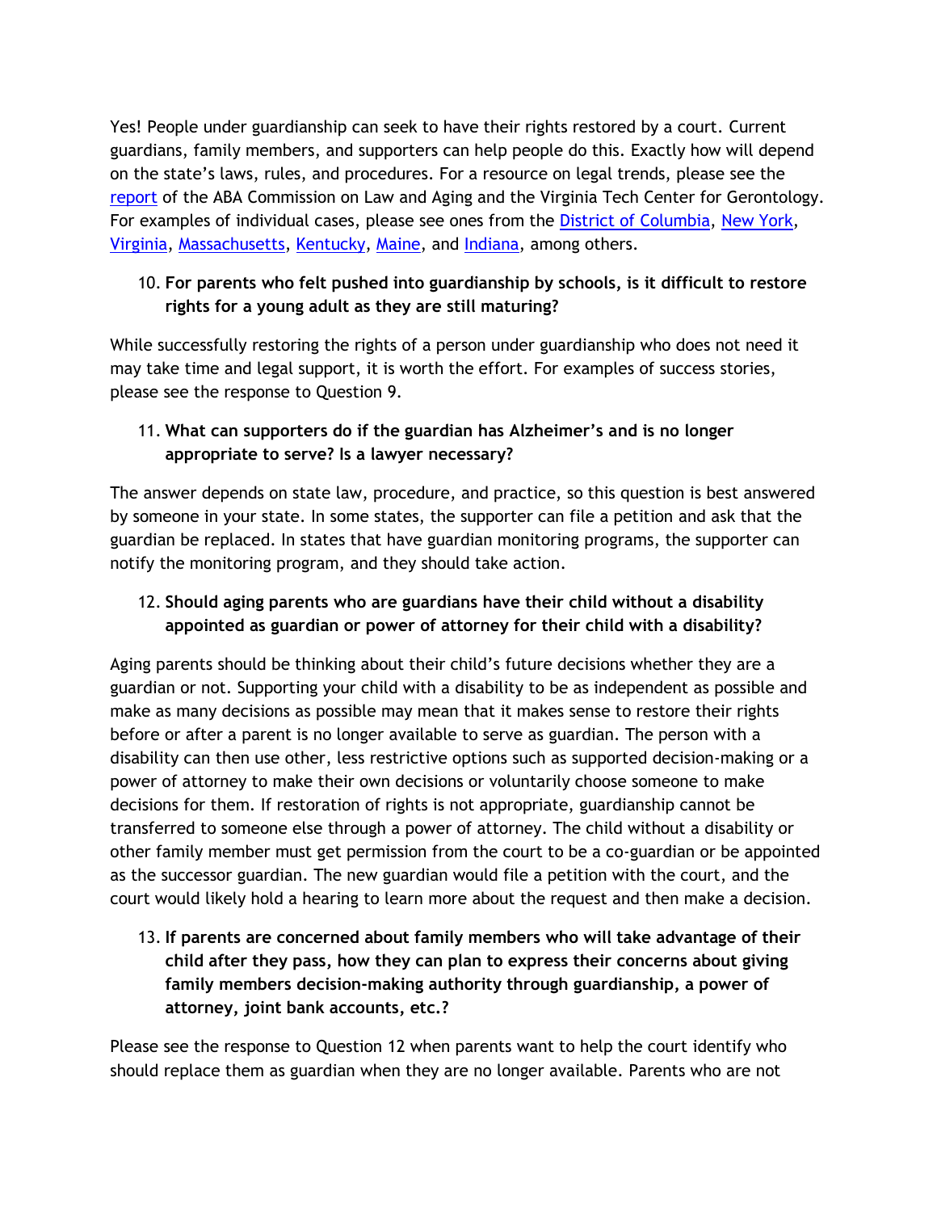Yes! People under guardianship can seek to have their rights restored by a court. Current guardians, family members, and supporters can help people do this. Exactly how will depend on the state's laws, rules, and procedures. For a resource on legal trends, please see the report of the ABA Commission on Law and Aging and the Virginia Tech Center for Gerontology. For examples of individual cases, please see ones from the District of Columbia, New York, Virginia, Massachusetts, Kentucky, Maine, and Indiana, among others.

10. **For parents who felt pushed into guardianship by schools, is it difficult to restore rights for a young adult as they are still maturing?**

While successfully restoring the rights of a person under guardianship who does not need it may take time and legal support, it is worth the effort. For examples of success stories, please see the response to Question 9.

11. **What can supporters do if the guardian has Alzheimer's and is no longer appropriate to serve? Is a lawyer necessary?**

The answer depends on state law, procedure, and practice, so this question is best answered by someone in your state. In some states, the supporter can file a petition and ask that the guardian be replaced. In states that have guardian monitoring programs, the supporter can notify the monitoring program, and they should take action.

12. **Should aging parents who are guardians have their child without a disability appointed as guardian or power of attorney for their child with a disability?**

Aging parents should be thinking about their child's future decisions whether they are a guardian or not. Supporting your child with a disability to be as independent as possible and make as many decisions as possible may mean that it makes sense to restore their rights before or after a parent is no longer available to serve as guardian. The person with a disability can then use other, less restrictive options such as supported decision-making or a power of attorney to make their own decisions or voluntarily choose someone to make decisions for them. If restoration of rights is not appropriate, guardianship cannot be transferred to someone else through a power of attorney. The child without a disability or other family member must get permission from the court to be a co-guardian or be appointed as the successor guardian. The new guardian would file a petition with the court, and the court would likely hold a hearing to learn more about the request and then make a decision.

13. **If parents are concerned about family members who will take advantage of their child after they pass, how they can plan to express their concerns about giving family members decision-making authority through guardianship, a power of attorney, joint bank accounts, etc.?**

Please see the response to Question 12 when parents want to help the court identify who should replace them as guardian when they are no longer available. Parents who are not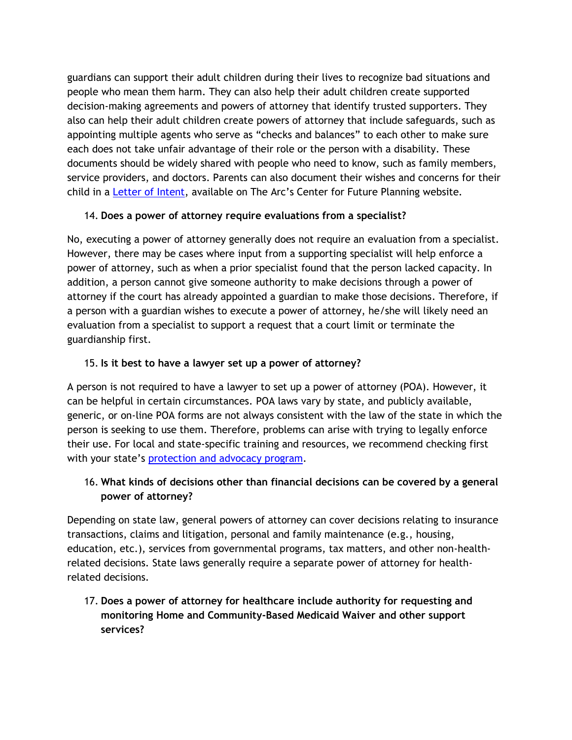guardians can support their adult children during their lives to recognize bad situations and people who mean them harm. They can also help their adult children create supported decision-making agreements and powers of attorney that identify trusted supporters. They also can help their adult children create powers of attorney that include safeguards, such as appointing multiple agents who serve as "checks and balances" to each other to make sure each does not take unfair advantage of their role or the person with a disability. These documents should be widely shared with people who need to know, such as family members, service providers, and doctors. Parents can also document their wishes and concerns for their child in a Letter of Intent, available on The Arc's Center for Future Planning website.

14. **Does a power of attorney require evaluations from a specialist?**

No, executing a power of attorney generally does not require an evaluation from a specialist. However, there may be cases where input from a supporting specialist will help enforce a power of attorney, such as when a prior specialist found that the person lacked capacity. In addition, a person cannot give someone authority to make decisions through a power of attorney if the court has already appointed a guardian to make those decisions. Therefore, if a person with a guardian wishes to execute a power of attorney, he/she will likely need an evaluation from a specialist to support a request that a court limit or terminate the guardianship first.

15. **Is it best to have a lawyer set up a power of attorney?**

A person is not required to have a lawyer to set up a power of attorney (POA). However, it can be helpful in certain circumstances. POA laws vary by state, and publicly available, generic, or on-line POA forms are not always consistent with the law of the state in which the person is seeking to use them. Therefore, problems can arise with trying to legally enforce their use. For local and state-specific training and resources, we recommend checking first with your state's protection and advocacy program.

16. **What kinds of decisions other than financial decisions can be covered by a general power of attorney?**

Depending on state law, general powers of attorney can cover decisions relating to insurance transactions, claims and litigation, personal and family maintenance (e.g., housing, education, etc.), services from governmental programs, tax matters, and other non-health-related decisions. State laws generally require a separate power of attorney for health-related decisions.

17. **Does a power of attorney for healthcare include authority for requesting and monitoring Home and Community-Based Medicaid Waiver and other support services?**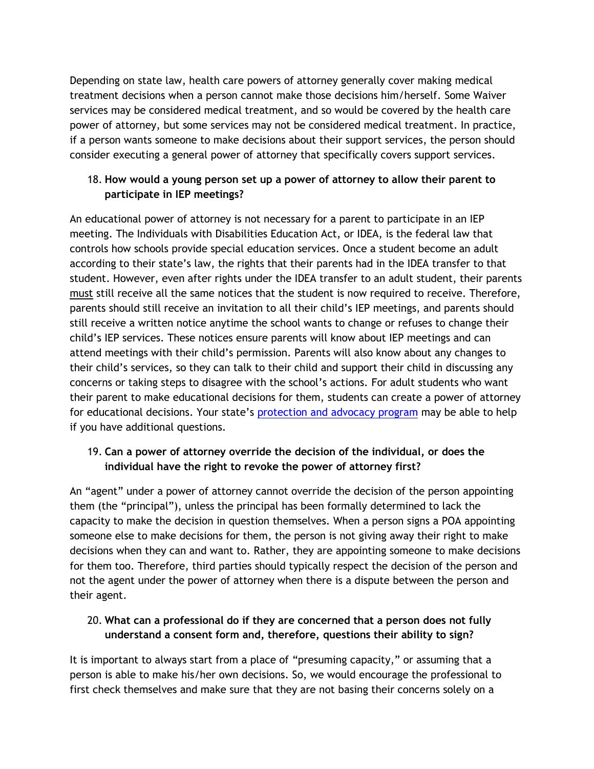Depending on state law, health care powers of attorney generally cover making medical treatment decisions when a person cannot make those decisions him/herself. Some Waiver services may be considered medical treatment, and so would be covered by the health care power of attorney, but some services may not be considered medical treatment. In practice, if a person wants someone to make decisions about their support services, the person should consider executing a general power of attorney that specifically covers support services.

18. **How would a young person set up a power of attorney to allow their parent to participate in IEP meetings?**

An educational power of attorney is not necessary for a parent to participate in an IEP meeting. The Individuals with Disabilities Education Act, or IDEA, is the federal law that controls how schools provide special education services. Once a student become an adult according to their state's law, the rights that their parents had in the IDEA transfer to that student. However, even after rights under the IDEA transfer to an adult student, their parents <u>must</u> still receive all the same notices that the student is now required to receive. Therefore, parents should still receive an invitation to all their child's IEP meetings, and parents should still receive a written notice anytime the school wants to change or refuses to change their child's IEP services. These notices ensure parents will know about IEP meetings and can attend meetings with their child's permission. Parents will also know about any changes to their child's services, so they can talk to their child and support their child in discussing any concerns or taking steps to disagree with the school's actions. For adult students who want their parent to make educational decisions for them, students can create a power of attorney for educational decisions. Your state's [protection and advocacy program]() may be able to help if you have additional questions.

19. **Can a power of attorney override the decision of the individual, or does the individual have the right to revoke the power of attorney first?**

An "agent" under a power of attorney cannot override the decision of the person appointing them (the "principal"), unless the principal has been formally determined to lack the capacity to make the decision in question themselves. When a person signs a POA appointing someone else to make decisions for them, the person is not giving away their right to make decisions when they can and want to. Rather, they are appointing someone to make decisions for them too. Therefore, third parties should typically respect the decision of the person and not the agent under the power of attorney when there is a dispute between the person and their agent.

20. **What can a professional do if they are concerned that a person does not fully understand a consent form and, therefore, questions their ability to sign?**

It is important to always start from a place of "presuming capacity," or assuming that a person is able to make his/her own decisions. So, we would encourage the professional to first check themselves and make sure that they are not basing their concerns solely on a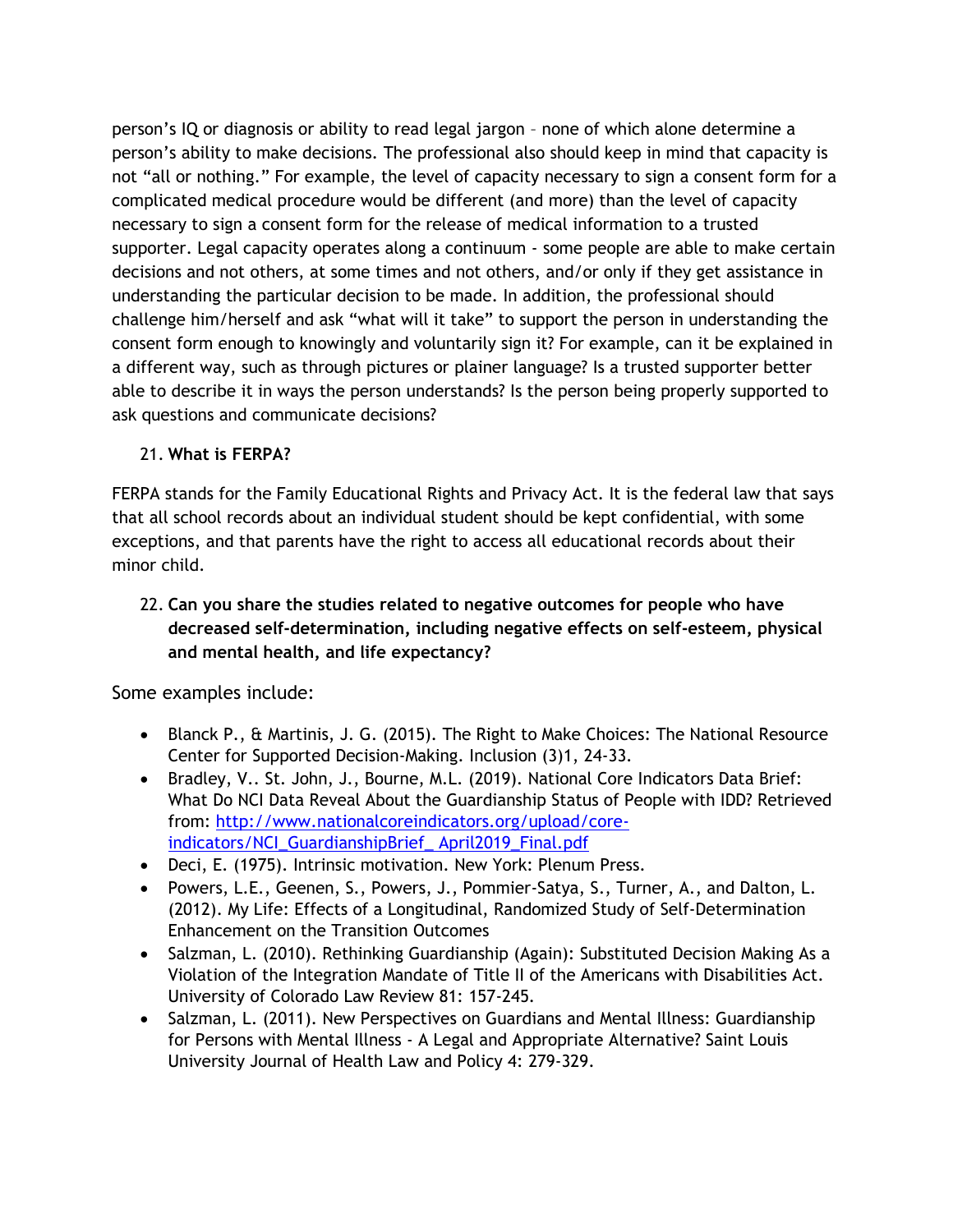person's IQ or diagnosis or ability to read legal jargon – none of which alone determine a person's ability to make decisions. The professional also should keep in mind that capacity is not "all or nothing." For example, the level of capacity necessary to sign a consent form for a complicated medical procedure would be different (and more) than the level of capacity necessary to sign a consent form for the release of medical information to a trusted supporter. Legal capacity operates along a continuum - some people are able to make certain decisions and not others, at some times and not others, and/or only if they get assistance in understanding the particular decision to be made. In addition, the professional should challenge him/herself and ask "what will it take" to support the person in understanding the consent form enough to knowingly and voluntarily sign it? For example, can it be explained in a different way, such as through pictures or plainer language? Is a trusted supporter better able to describe it in ways the person understands? Is the person being properly supported to ask questions and communicate decisions?

21. **What is FERPA?**

FERPA stands for the Family Educational Rights and Privacy Act. It is the federal law that says that all school records about an individual student should be kept confidential, with some exceptions, and that parents have the right to access all educational records about their minor child.

22. **Can you share the studies related to negative outcomes for people who have decreased self-determination, including negative effects on self-esteem, physical and mental health, and life expectancy?**

Some examples include:

- Blanck P., & Martinis, J. G. (2015). The Right to Make Choices: The National Resource Center for Supported Decision-Making. Inclusion (3)1, 24-33.
- Bradley, V.. St. John, J., Bourne, M.L. (2019). National Core Indicators Data Brief: What Do NCI Data Reveal About the Guardianship Status of People with IDD? Retrieved from: [http://www.nationalcoreindicators.org/upload/core-indicators/NCI_GuardianshipBrief_ April2019_Final.pdf](http://www.nationalcoreindicators.org/upload/core-indicators/NCI_GuardianshipBrief_April2019_Final.pdf)
- Deci, E. (1975). Intrinsic motivation. New York: Plenum Press.
- Powers, L.E., Geenen, S., Powers, J., Pommier-Satya, S., Turner, A., and Dalton, L. (2012). My Life: Effects of a Longitudinal, Randomized Study of Self-Determination Enhancement on the Transition Outcomes
- Salzman, L. (2010). Rethinking Guardianship (Again): Substituted Decision Making As a Violation of the Integration Mandate of Title II of the Americans with Disabilities Act. University of Colorado Law Review 81: 157-245.
- Salzman, L. (2011). New Perspectives on Guardians and Mental Illness: Guardianship for Persons with Mental Illness - A Legal and Appropriate Alternative? Saint Louis University Journal of Health Law and Policy 4: 279-329.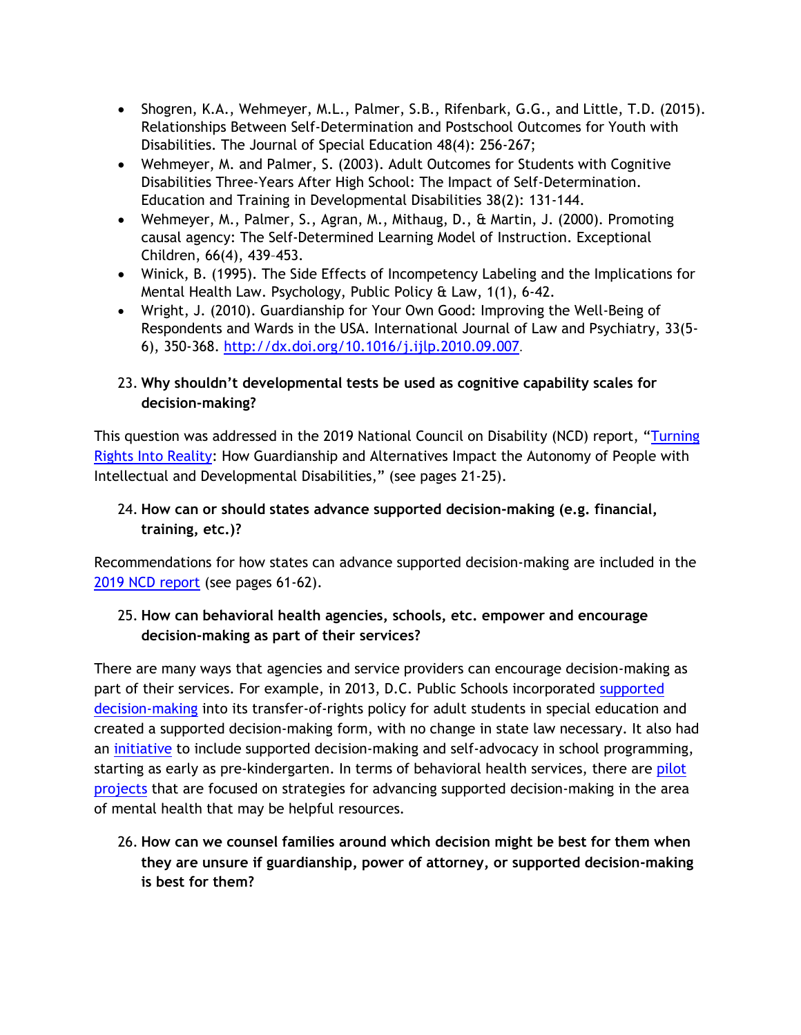- Shogren, K.A., Wehmeyer, M.L., Palmer, S.B., Rifenbark, G.G., and Little, T.D. (2015). Relationships Between Self-Determination and Postschool Outcomes for Youth with Disabilities. The Journal of Special Education 48(4): 256-267;
- Wehmeyer, M. and Palmer, S. (2003). Adult Outcomes for Students with Cognitive Disabilities Three-Years After High School: The Impact of Self-Determination. Education and Training in Developmental Disabilities 38(2): 131-144.
- Wehmeyer, M., Palmer, S., Agran, M., Mithaug, D., & Martin, J. (2000). Promoting causal agency: The Self-Determined Learning Model of Instruction. Exceptional Children, 66(4), 439–453.
- Winick, B. (1995). The Side Effects of Incompetency Labeling and the Implications for Mental Health Law. Psychology, Public Policy & Law, 1(1), 6-42.
- Wright, J. (2010). Guardianship for Your Own Good: Improving the Well-Being of Respondents and Wards in the USA. International Journal of Law and Psychiatry, 33(5-6), 350-368. http://dx.doi.org/10.1016/j.ijlp.2010.09.007.

23. **Why shouldn't developmental tests be used as cognitive capability scales for decision-making?**

This question was addressed in the 2019 National Council on Disability (NCD) report, "Turning Rights Into Reality: How Guardianship and Alternatives Impact the Autonomy of People with Intellectual and Developmental Disabilities," (see pages 21-25).

24. **How can or should states advance supported decision-making (e.g. financial, training, etc.)?**

Recommendations for how states can advance supported decision-making are included in the 2019 NCD report (see pages 61-62).

25. **How can behavioral health agencies, schools, etc. empower and encourage decision-making as part of their services?**

There are many ways that agencies and service providers can encourage decision-making as part of their services. For example, in 2013, D.C. Public Schools incorporated supported decision-making into its transfer-of-rights policy for adult students in special education and created a supported decision-making form, with no change in state law necessary. It also had an initiative to include supported decision-making and self-advocacy in school programming, starting as early as pre-kindergarten. In terms of behavioral health services, there are pilot projects that are focused on strategies for advancing supported decision-making in the area of mental health that may be helpful resources.

26. **How can we counsel families around which decision might be best for them when they are unsure if guardianship, power of attorney, or supported decision-making is best for them?**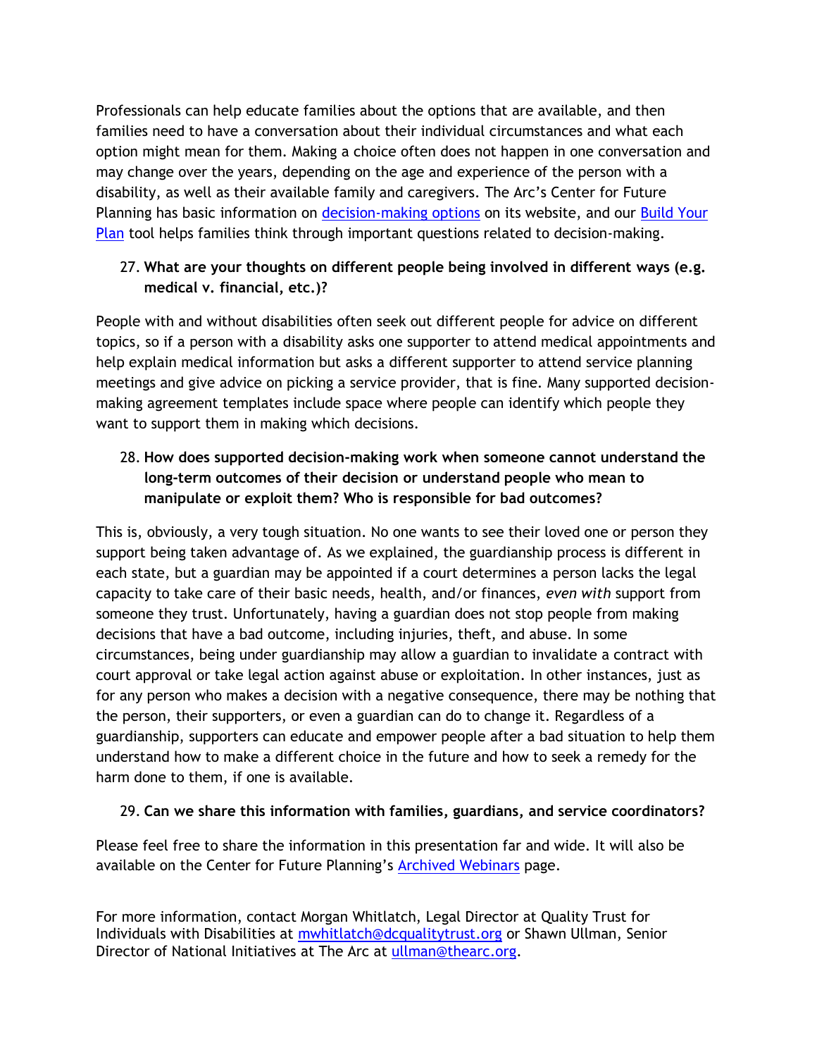Professionals can help educate families about the options that are available, and then families need to have a conversation about their individual circumstances and what each option might mean for them. Making a choice often does not happen in one conversation and may change over the years, depending on the age and experience of the person with a disability, as well as their available family and caregivers. The Arc's Center for Future Planning has basic information on decision-making options on its website, and our Build Your Plan tool helps families think through important questions related to decision-making.

27. **What are your thoughts on different people being involved in different ways (e.g. medical v. financial, etc.)?**

People with and without disabilities often seek out different people for advice on different topics, so if a person with a disability asks one supporter to attend medical appointments and help explain medical information but asks a different supporter to attend service planning meetings and give advice on picking a service provider, that is fine. Many supported decision-making agreement templates include space where people can identify which people they want to support them in making which decisions.

28. **How does supported decision-making work when someone cannot understand the long-term outcomes of their decision or understand people who mean to manipulate or exploit them? Who is responsible for bad outcomes?**

This is, obviously, a very tough situation. No one wants to see their loved one or person they support being taken advantage of. As we explained, the guardianship process is different in each state, but a guardian may be appointed if a court determines a person lacks the legal capacity to take care of their basic needs, health, and/or finances, *even with* support from someone they trust. Unfortunately, having a guardian does not stop people from making decisions that have a bad outcome, including injuries, theft, and abuse. In some circumstances, being under guardianship may allow a guardian to invalidate a contract with court approval or take legal action against abuse or exploitation. In other instances, just as for any person who makes a decision with a negative consequence, there may be nothing that the person, their supporters, or even a guardian can do to change it. Regardless of a guardianship, supporters can educate and empower people after a bad situation to help them understand how to make a different choice in the future and how to seek a remedy for the harm done to them, if one is available.

29. **Can we share this information with families, guardians, and service coordinators?**

Please feel free to share the information in this presentation far and wide. It will also be available on the Center for Future Planning's Archived Webinars page.

For more information, contact Morgan Whitlatch, Legal Director at Quality Trust for Individuals with Disabilities at mwhitlatch@dcqualitytrust.org or Shawn Ullman, Senior Director of National Initiatives at The Arc at ullman@thearc.org.